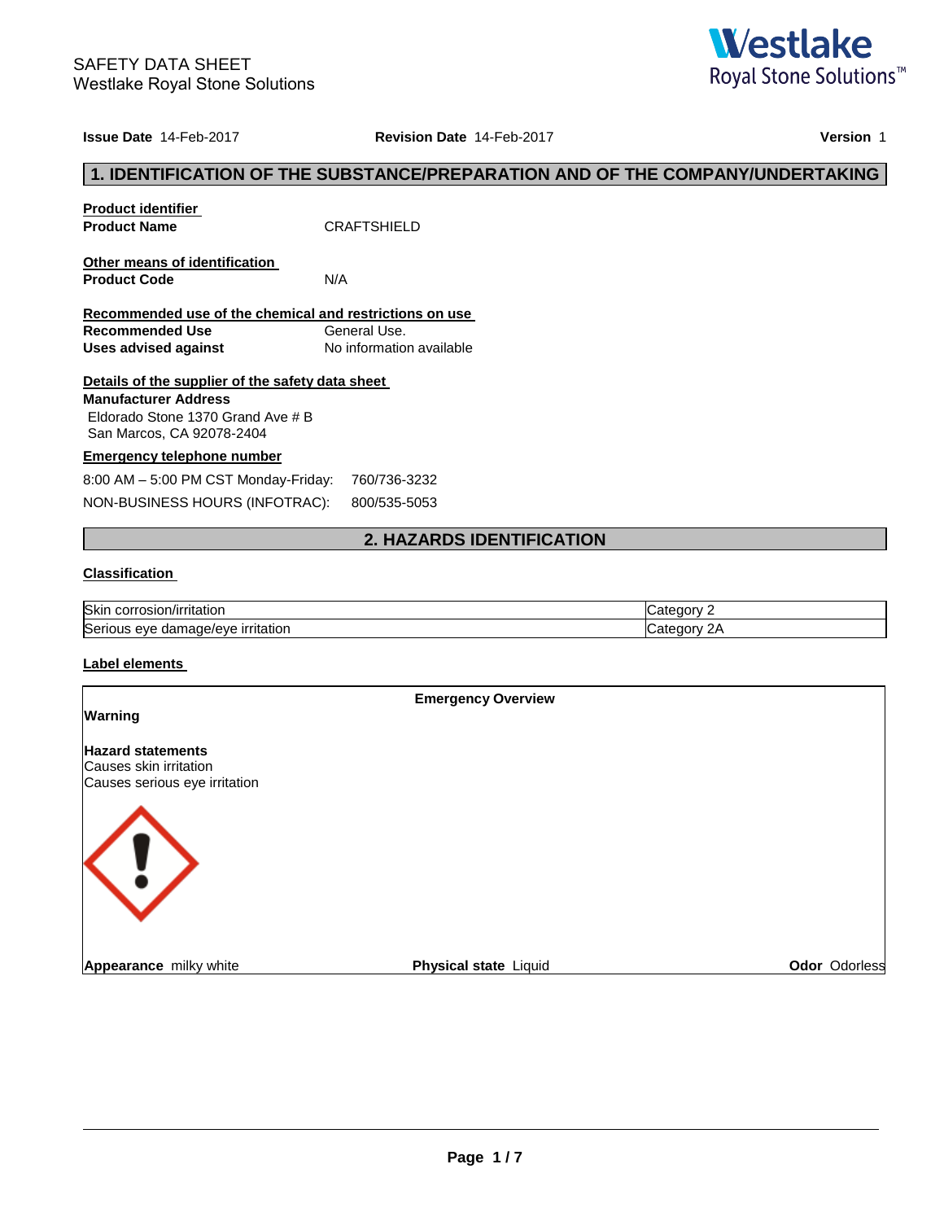SAFETY DATA SHEET
Westlake Royal Stone Solutions

**Issue Date** 14-Feb-2017 **Revision Date** 14-Feb-2017 **Version** 1

## 1. IDENTIFICATION OF THE SUBSTANCE/PREPARATION AND OF THE COMPANY/UNDERTAKING

**Product identifier**

**Product Name** CRAFTSHIELD

**Other means of identification**

**Product Code** N/A

**Recommended use of the chemical and restrictions on use**

**Recommended Use** General Use.
**Uses advised against** No information available

**Details of the supplier of the safety data sheet**

**Manufacturer Address**
Eldorado Stone 1370 Grand Ave # B
San Marcos, CA 92078-2404

**Emergency telephone number**

8:00 AM – 5:00 PM CST Monday-Friday: 760/736-3232
NON-BUSINESS HOURS (INFOTRAC): 800/535-5053

## 2. HAZARDS IDENTIFICATION

**Classification**

| | |
|---|---|
| Skin corrosion/irritation | Category 2 |
| Serious eye damage/eye irritation | Category 2A |

**Label elements**

**Emergency Overview**

**Warning**

**Hazard statements**
Causes skin irritation
Causes serious eye irritation

**Appearance** milky white **Physical state** Liquid **Odor** Odorless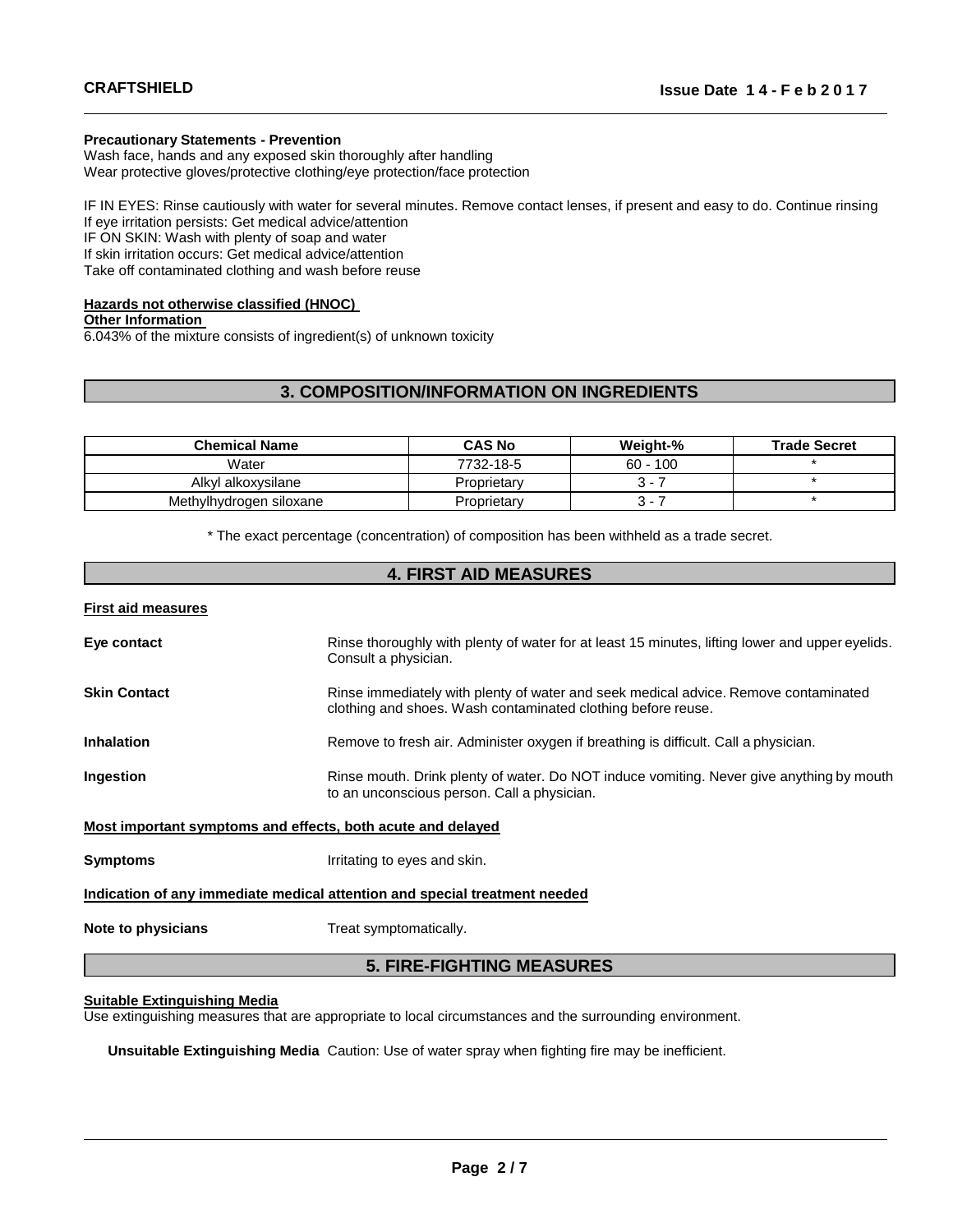**Precautionary Statements - Prevention**
Wash face, hands and any exposed skin thoroughly after handling
Wear protective gloves/protective clothing/eye protection/face protection

IF IN EYES: Rinse cautiously with water for several minutes. Remove contact lenses, if present and easy to do. Continue rinsing
If eye irritation persists: Get medical advice/attention
IF ON SKIN: Wash with plenty of soap and water
If skin irritation occurs: Get medical advice/attention
Take off contaminated clothing and wash before reuse

**Hazards not otherwise classified (HNOC)**
**Other Information**
6.043% of the mixture consists of ingredient(s) of unknown toxicity

## 3. COMPOSITION/INFORMATION ON INGREDIENTS

| Chemical Name | CAS No | Weight-% | Trade Secret |
|---|---|---|---|
| Water | 7732-18-5 | 60 - 100 | * |
| Alkyl alkoxysilane | Proprietary | 3 - 7 | * |
| Methylhydrogen siloxane | Proprietary | 3 - 7 | * |

* The exact percentage (concentration) of composition has been withheld as a trade secret.

## 4. FIRST AID MEASURES

**First aid measures**

**Eye contact** Rinse thoroughly with plenty of water for at least 15 minutes, lifting lower and upper eyelids. Consult a physician.

**Skin Contact** Rinse immediately with plenty of water and seek medical advice. Remove contaminated clothing and shoes. Wash contaminated clothing before reuse.

**Inhalation** Remove to fresh air. Administer oxygen if breathing is difficult. Call a physician.

**Ingestion** Rinse mouth. Drink plenty of water. Do NOT induce vomiting. Never give anything by mouth to an unconscious person. Call a physician.

**Most important symptoms and effects, both acute and delayed**

**Symptoms** Irritating to eyes and skin.

**Indication of any immediate medical attention and special treatment needed**

**Note to physicians** Treat symptomatically.

## 5. FIRE-FIGHTING MEASURES

**Suitable Extinguishing Media**
Use extinguishing measures that are appropriate to local circumstances and the surrounding environment.

**Unsuitable Extinguishing Media** Caution: Use of water spray when fighting fire may be inefficient.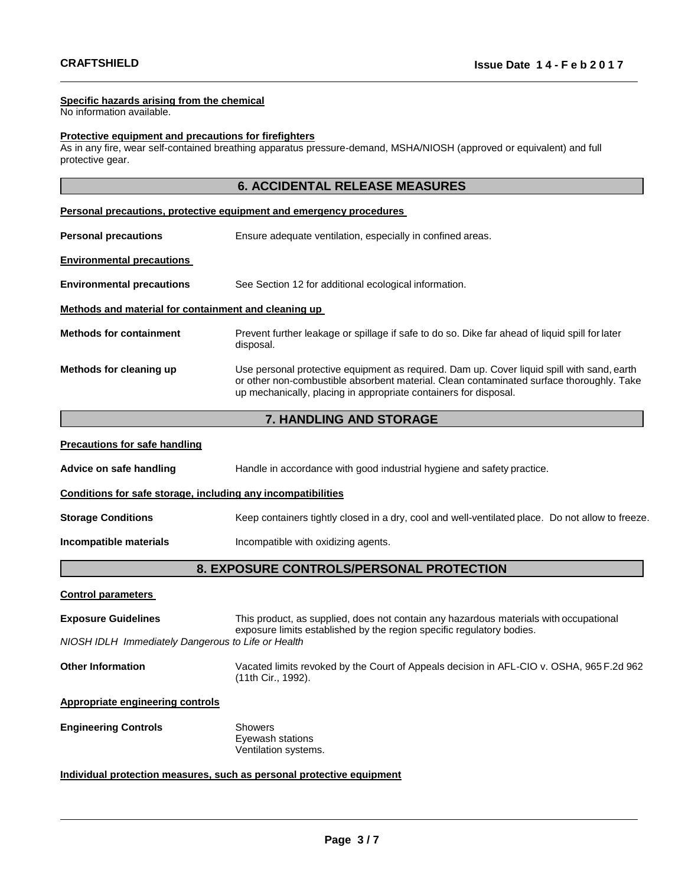**Specific hazards arising from the chemical**

No information available.

**Protective equipment and precautions for firefighters**

As in any fire, wear self-contained breathing apparatus pressure-demand, MSHA/NIOSH (approved or equivalent) and full protective gear.

## 6. ACCIDENTAL RELEASE MEASURES

**Personal precautions, protective equipment and emergency procedures**

| | |
|---|---|
| **Personal precautions** | Ensure adequate ventilation, especially in confined areas. |

**Environmental precautions**

| | |
|---|---|
| **Environmental precautions** | See Section 12 for additional ecological information. |

**Methods and material for containment and cleaning up**

| | |
|---|---|
| **Methods for containment** | Prevent further leakage or spillage if safe to do so. Dike far ahead of liquid spill for later disposal. |
| **Methods for cleaning up** | Use personal protective equipment as required. Dam up. Cover liquid spill with sand, earth or other non-combustible absorbent material. Clean contaminated surface thoroughly. Take up mechanically, placing in appropriate containers for disposal. |

## 7. HANDLING AND STORAGE

**Precautions for safe handling**

| | |
|---|---|
| **Advice on safe handling** | Handle in accordance with good industrial hygiene and safety practice. |

**Conditions for safe storage, including any incompatibilities**

| | |
|---|---|
| **Storage Conditions** | Keep containers tightly closed in a dry, cool and well-ventilated place. Do not allow to freeze. |
| **Incompatible materials** | Incompatible with oxidizing agents. |

## 8. EXPOSURE CONTROLS/PERSONAL PROTECTION

**Control parameters**

| | |
|---|---|
| **Exposure Guidelines** | This product, as supplied, does not contain any hazardous materials with occupational exposure limits established by the region specific regulatory bodies. |

*NIOSH IDLH Immediately Dangerous to Life or Health*

| | |
|---|---|
| **Other Information** | Vacated limits revoked by the Court of Appeals decision in AFL-CIO v. OSHA, 965 F.2d 962 (11th Cir., 1992). |

**Appropriate engineering controls**

| | |
|---|---|
| **Engineering Controls** | Showers<br>Eyewash stations<br>Ventilation systems. |

**Individual protection measures, such as personal protective equipment**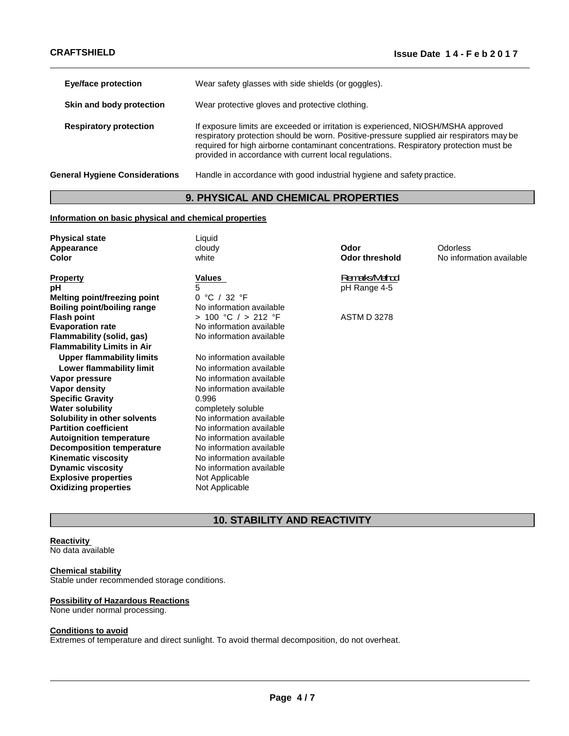| | |
|---|---|
| **Eye/face protection** | Wear safety glasses with side shields (or goggles). |
| **Skin and body protection** | Wear protective gloves and protective clothing. |
| **Respiratory protection** | If exposure limits are exceeded or irritation is experienced, NIOSH/MSHA approved respiratory protection should be worn. Positive-pressure supplied air respirators may be required for high airborne contaminant concentrations. Respiratory protection must be provided in accordance with current local regulations. |

**General Hygiene Considerations** Handle in accordance with good industrial hygiene and safety practice.

## 9. PHYSICAL AND CHEMICAL PROPERTIES

**Information on basic physical and chemical properties**

| | | | |
|---|---|---|---|
| **Physical state** | Liquid | | |
| **Appearance** | cloudy | **Odor** | Odorless |
| **Color** | white | **Odor threshold** | No information available |

| **Property** | **Values** | Remarks/Method |
|---|---|---|
| **pH** | 5 | pH Range 4-5 |
| **Melting point/freezing point** | 0 °C / 32 °F | |
| **Boiling point/boiling range** | No information available | |
| **Flash point** | > 100 °C / > 212 °F | ASTM D 3278 |
| **Evaporation rate** | No information available | |
| **Flammability (solid, gas)** | No information available | |
| **Flammability Limits in Air** | | |
| **Upper flammability limits** | No information available | |
| **Lower flammability limit** | No information available | |
| **Vapor pressure** | No information available | |
| **Vapor density** | No information available | |
| **Specific Gravity** | 0.996 | |
| **Water solubility** | completely soluble | |
| **Solubility in other solvents** | No information available | |
| **Partition coefficient** | No information available | |
| **Autoignition temperature** | No information available | |
| **Decomposition temperature** | No information available | |
| **Kinematic viscosity** | No information available | |
| **Dynamic viscosity** | No information available | |
| **Explosive properties** | Not Applicable | |
| **Oxidizing properties** | Not Applicable | |

## 10. STABILITY AND REACTIVITY

**Reactivity**

No data available

**Chemical stability**

Stable under recommended storage conditions.

**Possibility of Hazardous Reactions**

None under normal processing.

**Conditions to avoid**

Extremes of temperature and direct sunlight. To avoid thermal decomposition, do not overheat.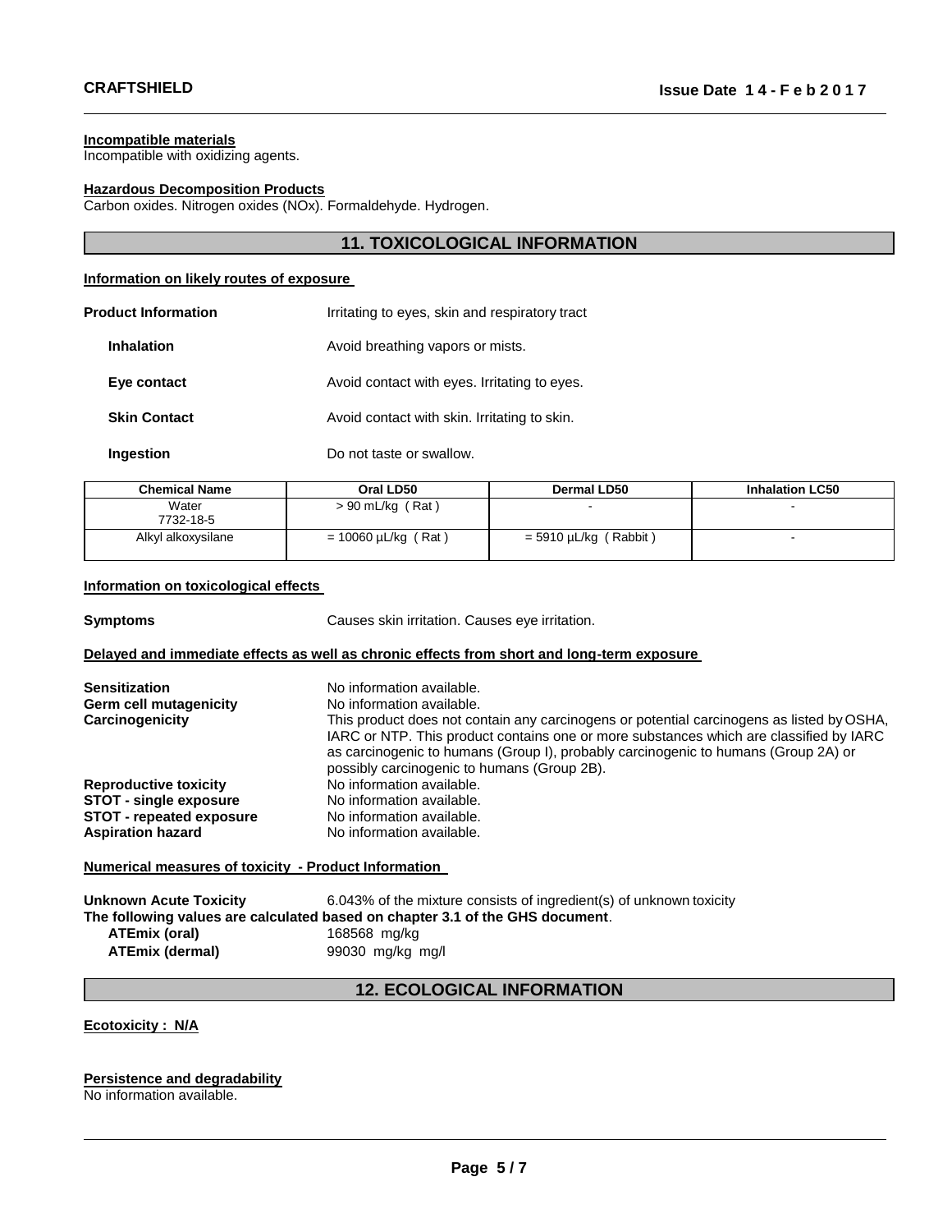**Incompatible materials**
Incompatible with oxidizing agents.

**Hazardous Decomposition Products**
Carbon oxides. Nitrogen oxides (NOx). Formaldehyde. Hydrogen.

## 11. TOXICOLOGICAL INFORMATION

**Information on likely routes of exposure**

**Product Information** Irritating to eyes, skin and respiratory tract

**Inhalation** Avoid breathing vapors or mists.

**Eye contact** Avoid contact with eyes. Irritating to eyes.

**Skin Contact** Avoid contact with skin. Irritating to skin.

**Ingestion** Do not taste or swallow.

| Chemical Name | Oral LD50 | Dermal LD50 | Inhalation LC50 |
|---|---|---|---|
| Water 7732-18-5 | > 90 mL/kg ( Rat ) | - | - |
| Alkyl alkoxysilane | = 10060 µL/kg ( Rat ) | = 5910 µL/kg ( Rabbit ) | - |

**Information on toxicological effects**

**Symptoms** Causes skin irritation. Causes eye irritation.

**Delayed and immediate effects as well as chronic effects from short and long-term exposure**

**Sensitization** No information available.
**Germ cell mutagenicity** No information available.
**Carcinogenicity** This product does not contain any carcinogens or potential carcinogens as listed by OSHA, IARC or NTP. This product contains one or more substances which are classified by IARC as carcinogenic to humans (Group I), probably carcinogenic to humans (Group 2A) or possibly carcinogenic to humans (Group 2B).
**Reproductive toxicity** No information available.
**STOT - single exposure** No information available.
**STOT - repeated exposure** No information available.
**Aspiration hazard** No information available.

**Numerical measures of toxicity - Product Information**

**Unknown Acute Toxicity** 6.043% of the mixture consists of ingredient(s) of unknown toxicity
**The following values are calculated based on chapter 3.1 of the GHS document**.
**ATEmix (oral)** 168568 mg/kg
**ATEmix (dermal)** 99030 mg/kg mg/l

## 12. ECOLOGICAL INFORMATION

**Ecotoxicity : N/A**

**Persistence and degradability**
No information available.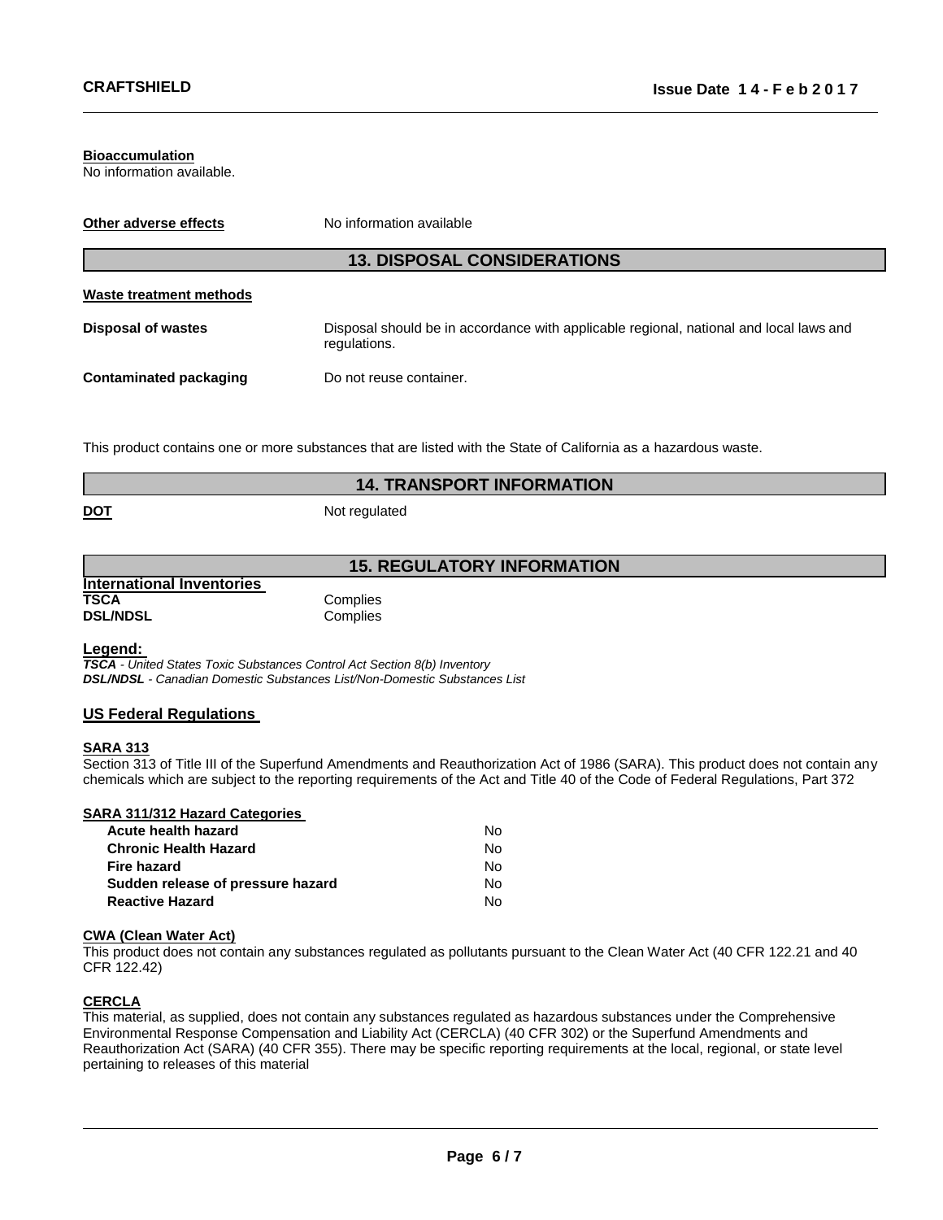**Bioaccumulation**
No information available.

| | |
|---|---|
| **Other adverse effects** | No information available |

## 13. DISPOSAL CONSIDERATIONS

**Waste treatment methods**

| | |
|---|---|
| **Disposal of wastes** | Disposal should be in accordance with applicable regional, national and local laws and regulations. |
| **Contaminated packaging** | Do not reuse container. |

This product contains one or more substances that are listed with the State of California as a hazardous waste.

## 14. TRANSPORT INFORMATION

| | |
|---|---|
| **DOT** | Not regulated |

## 15. REGULATORY INFORMATION

**International Inventories**

| | |
|---|---|
| **TSCA** | Complies |
| **DSL/NDSL** | Complies |

**Legend:**
***TSCA*** *- United States Toxic Substances Control Act Section 8(b) Inventory*
***DSL/NDSL*** *- Canadian Domestic Substances List/Non-Domestic Substances List*

**US Federal Regulations**

**SARA 313**
Section 313 of Title III of the Superfund Amendments and Reauthorization Act of 1986 (SARA). This product does not contain any chemicals which are subject to the reporting requirements of the Act and Title 40 of the Code of Federal Regulations, Part 372

**SARA 311/312 Hazard Categories**

| | |
|---|---|
| **Acute health hazard** | No |
| **Chronic Health Hazard** | No |
| **Fire hazard** | No |
| **Sudden release of pressure hazard** | No |
| **Reactive Hazard** | No |

**CWA (Clean Water Act)**
This product does not contain any substances regulated as pollutants pursuant to the Clean Water Act (40 CFR 122.21 and 40 CFR 122.42)

**CERCLA**
This material, as supplied, does not contain any substances regulated as hazardous substances under the Comprehensive Environmental Response Compensation and Liability Act (CERCLA) (40 CFR 302) or the Superfund Amendments and Reauthorization Act (SARA) (40 CFR 355). There may be specific reporting requirements at the local, regional, or state level pertaining to releases of this material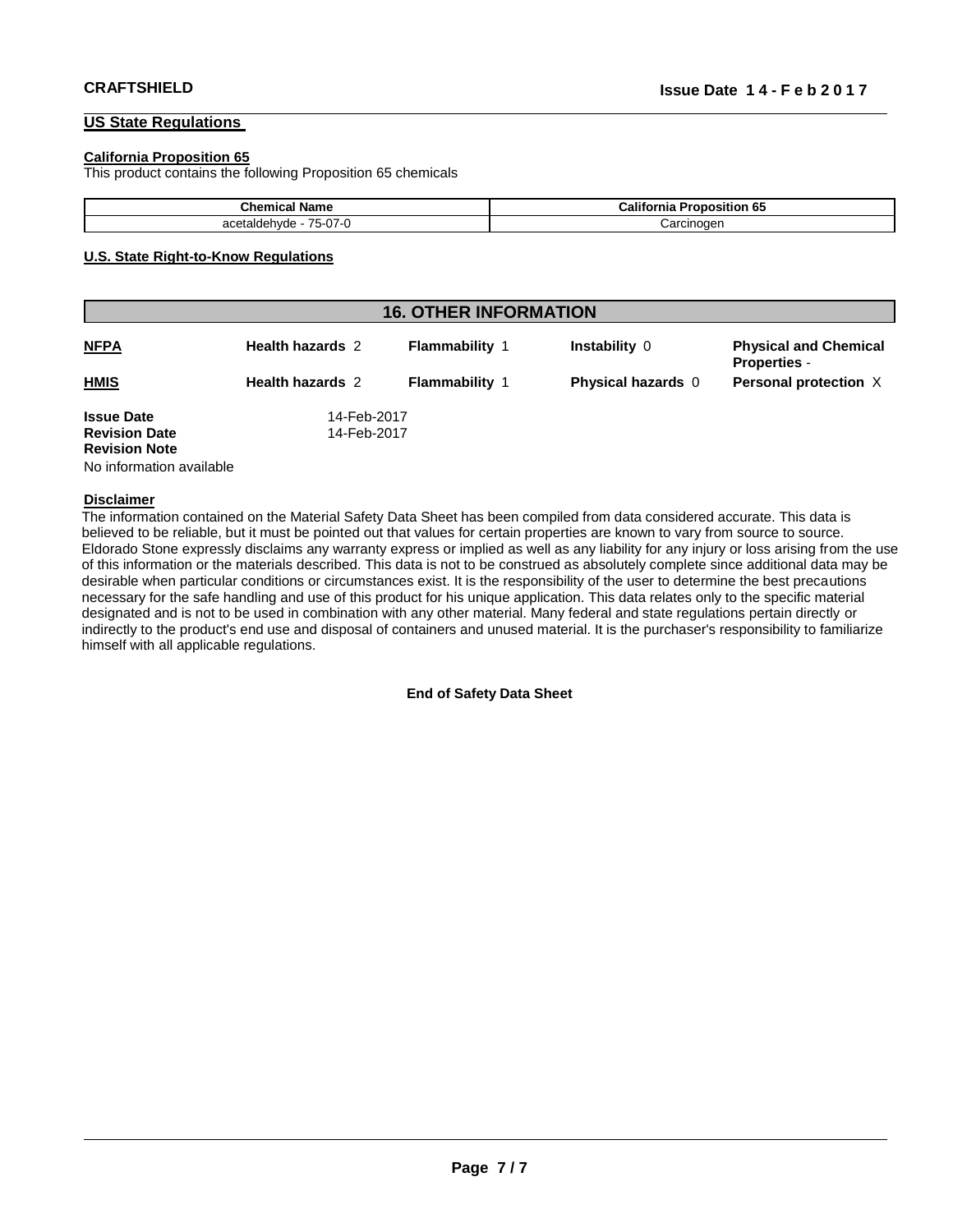## US State Regulations

**California Proposition 65**

This product contains the following Proposition 65 chemicals

| Chemical Name | California Proposition 65 |
|---|---|
| acetaldehyde - 75-07-0 | Carcinogen |

**U.S. State Right-to-Know Regulations**

## 16. OTHER INFORMATION

| | | | | |
|---|---|---|---|---|
| **NFPA** | **Health hazards** 2 | **Flammability** 1 | **Instability** 0 | **Physical and Chemical Properties** - |
| **HMIS** | **Health hazards** 2 | **Flammability** 1 | **Physical hazards** 0 | **Personal protection** X |

**Issue Date** 14-Feb-2017
**Revision Date** 14-Feb-2017
**Revision Note**
No information available

**Disclaimer**

The information contained on the Material Safety Data Sheet has been compiled from data considered accurate. This data is believed to be reliable, but it must be pointed out that values for certain properties are known to vary from source to source. Eldorado Stone expressly disclaims any warranty express or implied as well as any liability for any injury or loss arising from the use of this information or the materials described. This data is not to be construed as absolutely complete since additional data may be desirable when particular conditions or circumstances exist. It is the responsibility of the user to determine the best precautions necessary for the safe handling and use of this product for his unique application. This data relates only to the specific material designated and is not to be used in combination with any other material. Many federal and state regulations pertain directly or indirectly to the product's end use and disposal of containers and unused material. It is the purchaser's responsibility to familiarize himself with all applicable regulations.

**End of Safety Data Sheet**